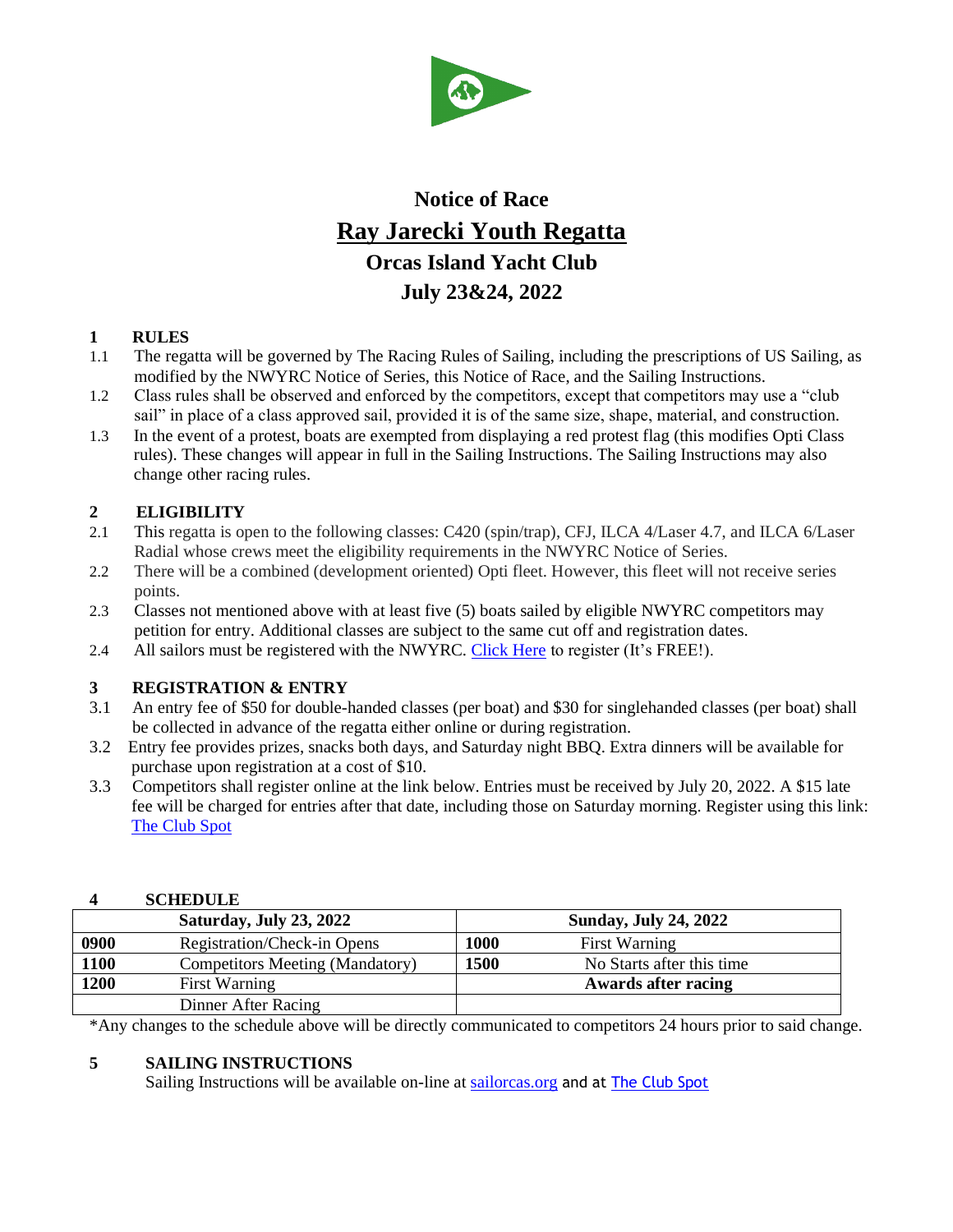# Notice of Race

# Ray Jarecki Youth Regatta

## Orcas Island Yacht Club

## July 23&24, 2022

### 1 RULES

1.1 The regatta will be governed by The Racing Rules of Sailing, including the prescriptions of US Sailing, as modified by the NWYRC Notice of Series, this Notice of Race, and the Sailing Instructions.

1.2 Class rules shall be observed and enforced by the competitors, except that competitors may use a "club sail" in place of a class approved sail, provided it is of the same size, shape, material, and construction.

1.3 In the event of a protest, boats are exempted from displaying a red protest flag (this modifies Opti Class rules). These changes will appear in full in the Sailing Instructions. The Sailing Instructions may also change other racing rules.

### 2 ELIGIBILITY

2.1 This regatta is open to the following classes: C420 (spin/trap), CFJ, ILCA 4/Laser 4.7, and ILCA 6/Laser Radial whose crews meet the eligibility requirements in the NWYRC Notice of Series.

2.2 There will be a combined (development oriented) Opti fleet. However, this fleet will not receive series points.

2.3 Classes not mentioned above with at least five (5) boats sailed by eligible NWYRC competitors may petition for entry. Additional classes are subject to the same cut off and registration dates.

2.4 All sailors must be registered with the NWYRC. Click Here to register (It's FREE!).

### 3 REGISTRATION & ENTRY

3.1 An entry fee of $50 for double-handed classes (per boat) and $30 for singlehanded classes (per boat) shall be collected in advance of the regatta either online or during registration.

3.2 Entry fee provides prizes, snacks both days, and Saturday night BBQ. Extra dinners will be available for purchase upon registration at a cost of $10.

3.3 Competitors shall register online at the link below. Entries must be received by July 20, 2022. A $15 late fee will be charged for entries after that date, including those on Saturday morning. Register using this link: The Club Spot

### 4 SCHEDULE

| Saturday, July 23, 2022 | | Sunday, July 24, 2022 | |
|---|---|---|---|
| 0900 | Registration/Check-in Opens | 1000 | First Warning |
| 1100 | Competitors Meeting (Mandatory) | 1500 | No Starts after this time |
| 1200 | First Warning | | **Awards after racing** |
| | Dinner After Racing | | |

*Any changes to the schedule above will be directly communicated to competitors 24 hours prior to said change.

### 5 SAILING INSTRUCTIONS

Sailing Instructions will be available on-line at sailorcas.org and at The Club Spot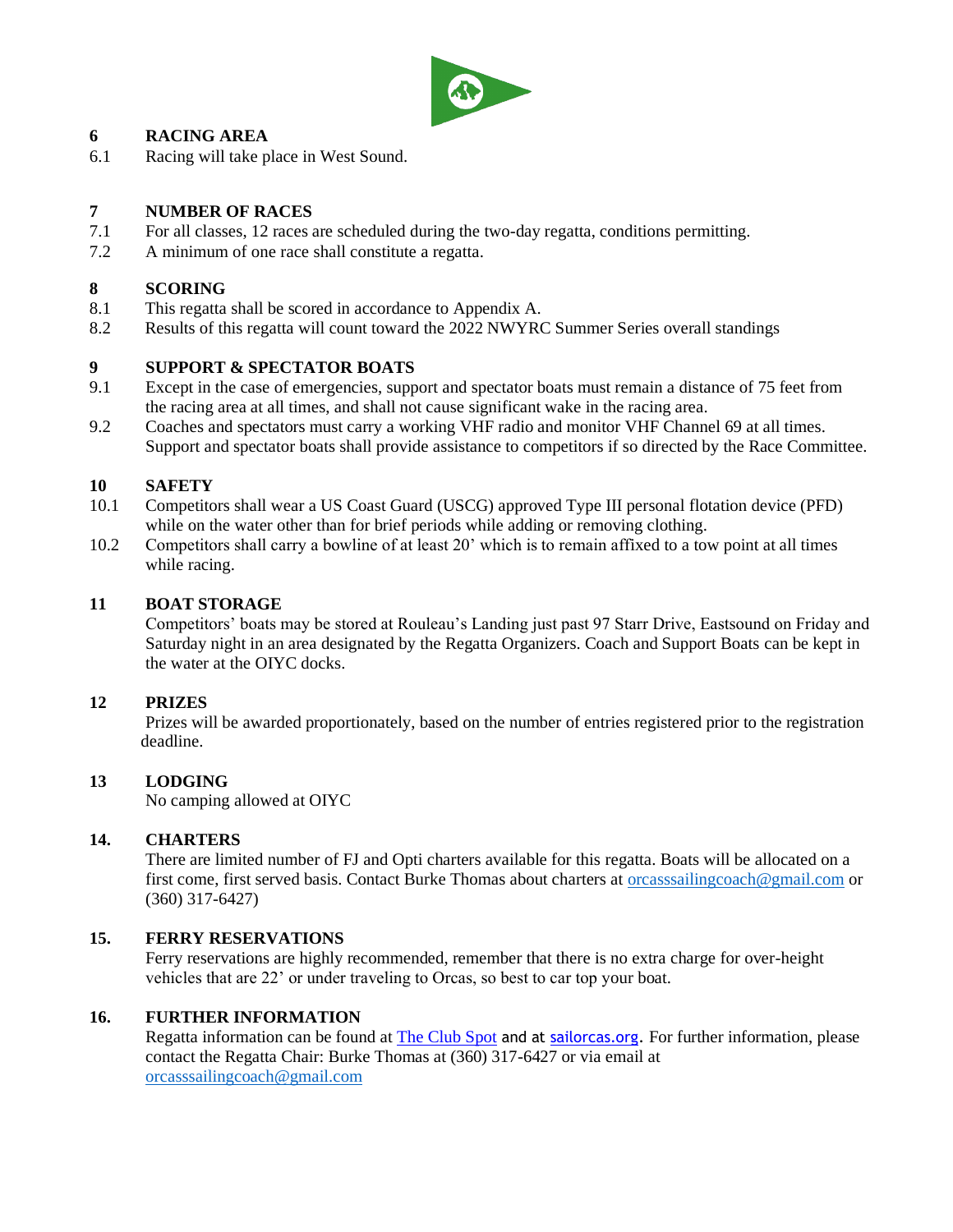## 6 RACING AREA

6.1 Racing will take place in West Sound.

## 7 NUMBER OF RACES

7.1 For all classes, 12 races are scheduled during the two-day regatta, conditions permitting.

7.2 A minimum of one race shall constitute a regatta.

## 8 SCORING

8.1 This regatta shall be scored in accordance to Appendix A.

8.2 Results of this regatta will count toward the 2022 NWYRC Summer Series overall standings

## 9 SUPPORT & SPECTATOR BOATS

9.1 Except in the case of emergencies, support and spectator boats must remain a distance of 75 feet from the racing area at all times, and shall not cause significant wake in the racing area.

9.2 Coaches and spectators must carry a working VHF radio and monitor VHF Channel 69 at all times. Support and spectator boats shall provide assistance to competitors if so directed by the Race Committee.

## 10 SAFETY

10.1 Competitors shall wear a US Coast Guard (USCG) approved Type III personal flotation device (PFD) while on the water other than for brief periods while adding or removing clothing.

10.2 Competitors shall carry a bowline of at least 20' which is to remain affixed to a tow point at all times while racing.

## 11 BOAT STORAGE

Competitors' boats may be stored at Rouleau's Landing just past 97 Starr Drive, Eastsound on Friday and Saturday night in an area designated by the Regatta Organizers. Coach and Support Boats can be kept in the water at the OIYC docks.

## 12 PRIZES

Prizes will be awarded proportionately, based on the number of entries registered prior to the registration deadline.

## 13 LODGING

No camping allowed at OIYC

## 14. CHARTERS

There are limited number of FJ and Opti charters available for this regatta. Boats will be allocated on a first come, first served basis. Contact Burke Thomas about charters at orcasssailingcoach@gmail.com or (360) 317-6427)

## 15. FERRY RESERVATIONS

Ferry reservations are highly recommended, remember that there is no extra charge for over-height vehicles that are 22' or under traveling to Orcas, so best to car top your boat.

## 16. FURTHER INFORMATION

Regatta information can be found at The Club Spot and at sailorcas.org. For further information, please contact the Regatta Chair: Burke Thomas at (360) 317-6427 or via email at orcasssailingcoach@gmail.com